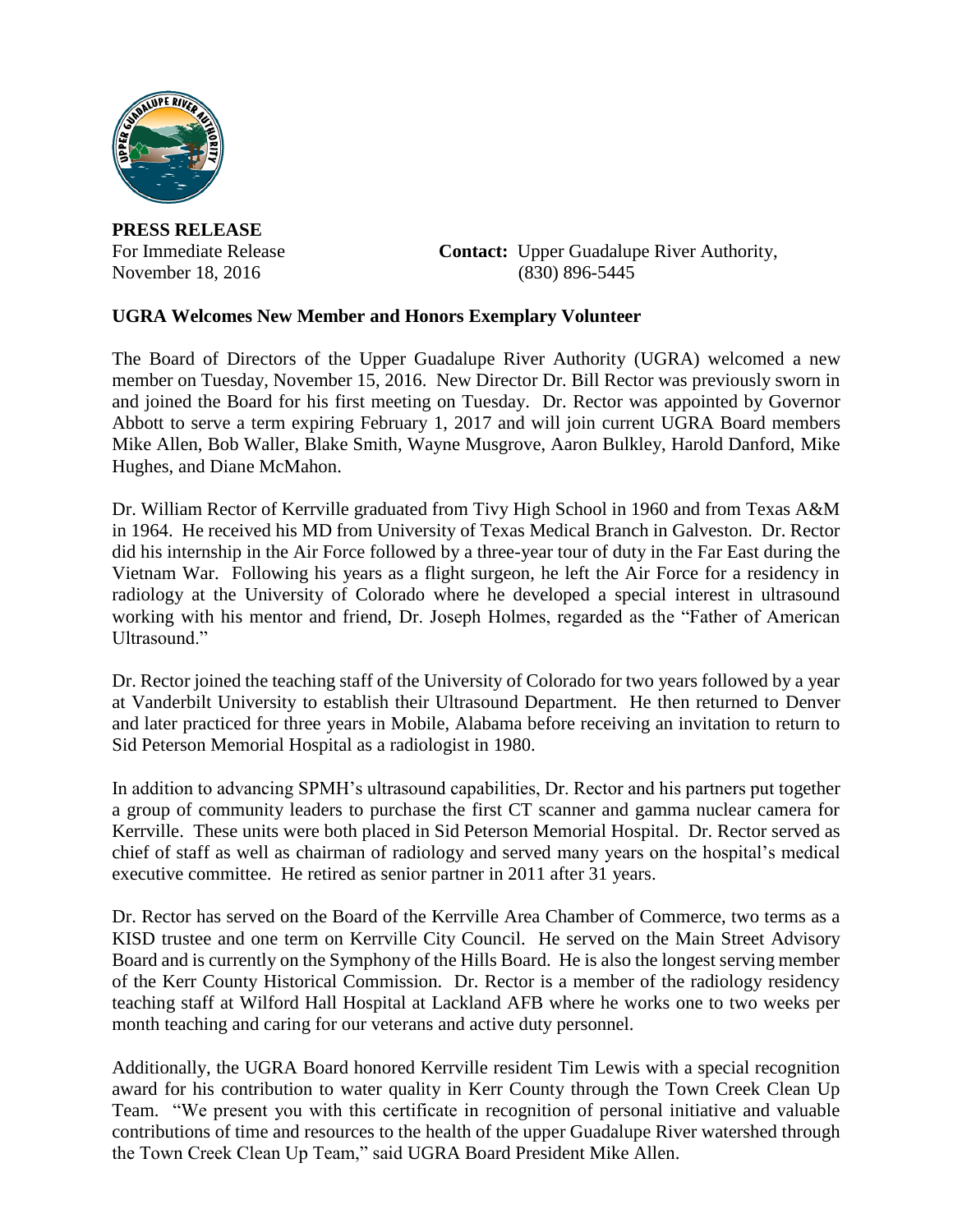**PRESS RELEASE**

For Immediate Release
November 18, 2016

**Contact:** Upper Guadalupe River Authority, (830) 896-5445

**UGRA Welcomes New Member and Honors Exemplary Volunteer**

The Board of Directors of the Upper Guadalupe River Authority (UGRA) welcomed a new member on Tuesday, November 15, 2016. New Director Dr. Bill Rector was previously sworn in and joined the Board for his first meeting on Tuesday. Dr. Rector was appointed by Governor Abbott to serve a term expiring February 1, 2017 and will join current UGRA Board members Mike Allen, Bob Waller, Blake Smith, Wayne Musgrove, Aaron Bulkley, Harold Danford, Mike Hughes, and Diane McMahon.

Dr. William Rector of Kerrville graduated from Tivy High School in 1960 and from Texas A&M in 1964. He received his MD from University of Texas Medical Branch in Galveston. Dr. Rector did his internship in the Air Force followed by a three-year tour of duty in the Far East during the Vietnam War. Following his years as a flight surgeon, he left the Air Force for a residency in radiology at the University of Colorado where he developed a special interest in ultrasound working with his mentor and friend, Dr. Joseph Holmes, regarded as the "Father of American Ultrasound."

Dr. Rector joined the teaching staff of the University of Colorado for two years followed by a year at Vanderbilt University to establish their Ultrasound Department. He then returned to Denver and later practiced for three years in Mobile, Alabama before receiving an invitation to return to Sid Peterson Memorial Hospital as a radiologist in 1980.

In addition to advancing SPMH's ultrasound capabilities, Dr. Rector and his partners put together a group of community leaders to purchase the first CT scanner and gamma nuclear camera for Kerrville. These units were both placed in Sid Peterson Memorial Hospital. Dr. Rector served as chief of staff as well as chairman of radiology and served many years on the hospital's medical executive committee. He retired as senior partner in 2011 after 31 years.

Dr. Rector has served on the Board of the Kerrville Area Chamber of Commerce, two terms as a KISD trustee and one term on Kerrville City Council. He served on the Main Street Advisory Board and is currently on the Symphony of the Hills Board. He is also the longest serving member of the Kerr County Historical Commission. Dr. Rector is a member of the radiology residency teaching staff at Wilford Hall Hospital at Lackland AFB where he works one to two weeks per month teaching and caring for our veterans and active duty personnel.

Additionally, the UGRA Board honored Kerrville resident Tim Lewis with a special recognition award for his contribution to water quality in Kerr County through the Town Creek Clean Up Team. "We present you with this certificate in recognition of personal initiative and valuable contributions of time and resources to the health of the upper Guadalupe River watershed through the Town Creek Clean Up Team," said UGRA Board President Mike Allen.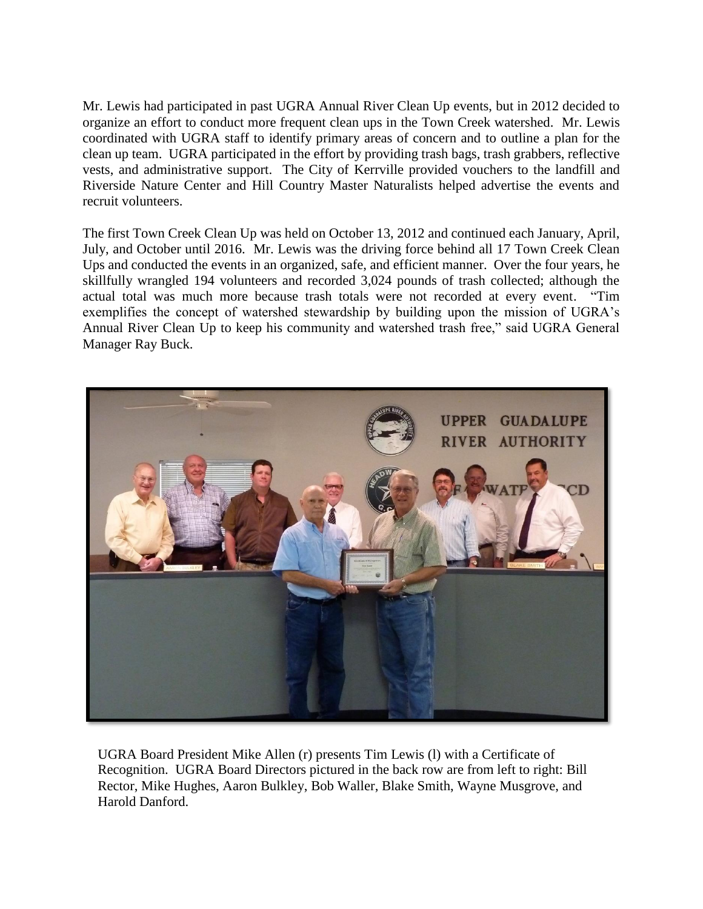Mr. Lewis had participated in past UGRA Annual River Clean Up events, but in 2012 decided to organize an effort to conduct more frequent clean ups in the Town Creek watershed. Mr. Lewis coordinated with UGRA staff to identify primary areas of concern and to outline a plan for the clean up team. UGRA participated in the effort by providing trash bags, trash grabbers, reflective vests, and administrative support. The City of Kerrville provided vouchers to the landfill and Riverside Nature Center and Hill Country Master Naturalists helped advertise the events and recruit volunteers.

The first Town Creek Clean Up was held on October 13, 2012 and continued each January, April, July, and October until 2016. Mr. Lewis was the driving force behind all 17 Town Creek Clean Ups and conducted the events in an organized, safe, and efficient manner. Over the four years, he skillfully wrangled 194 volunteers and recorded 3,024 pounds of trash collected; although the actual total was much more because trash totals were not recorded at every event. "Tim exemplifies the concept of watershed stewardship by building upon the mission of UGRA's Annual River Clean Up to keep his community and watershed trash free," said UGRA General Manager Ray Buck.

UGRA Board President Mike Allen (r) presents Tim Lewis (l) with a Certificate of Recognition. UGRA Board Directors pictured in the back row are from left to right: Bill Rector, Mike Hughes, Aaron Bulkley, Bob Waller, Blake Smith, Wayne Musgrove, and Harold Danford.